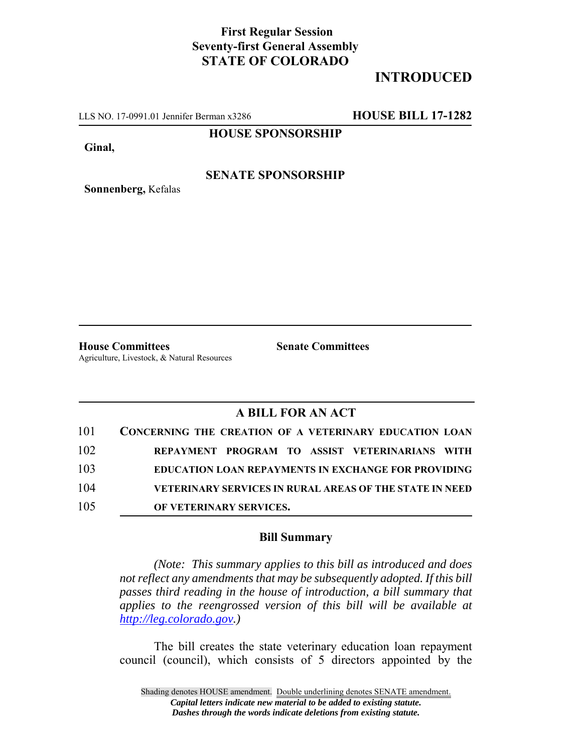**First Regular Session**
**Seventy-first General Assembly**
**STATE OF COLORADO**

# INTRODUCED

LLS NO. 17-0991.01 Jennifer Berman x3286 **HOUSE BILL 17-1282**

**HOUSE SPONSORSHIP**

**Ginal,**

**SENATE SPONSORSHIP**

**Sonnenberg,** Kefalas

**House Committees**
Agriculture, Livestock, & Natural Resources

**Senate Committees**

## A BILL FOR AN ACT

101 **CONCERNING THE CREATION OF A VETERINARY EDUCATION LOAN**
102 **REPAYMENT PROGRAM TO ASSIST VETERINARIANS WITH**
103 **EDUCATION LOAN REPAYMENTS IN EXCHANGE FOR PROVIDING**
104 **VETERINARY SERVICES IN RURAL AREAS OF THE STATE IN NEED**
105 **OF VETERINARY SERVICES.**

### Bill Summary

*(Note: This summary applies to this bill as introduced and does not reflect any amendments that may be subsequently adopted. If this bill passes third reading in the house of introduction, a bill summary that applies to the reengrossed version of this bill will be available at http://leg.colorado.gov.)*

The bill creates the state veterinary education loan repayment council (council), which consists of 5 directors appointed by the

Shading denotes HOUSE amendment. Double underlining denotes SENATE amendment.
*Capital letters indicate new material to be added to existing statute.*
*Dashes through the words indicate deletions from existing statute.*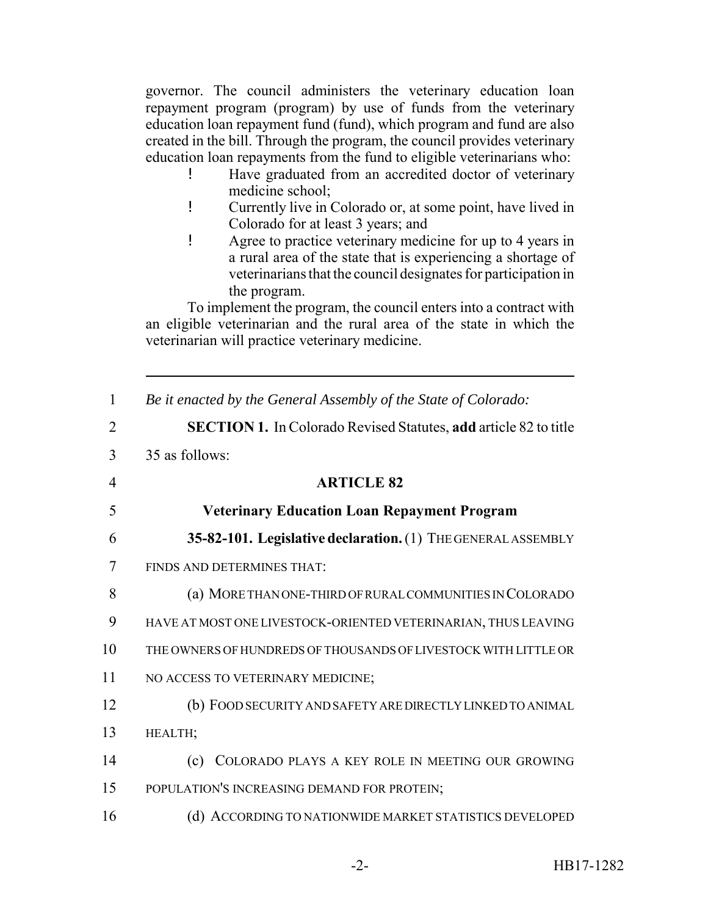governor. The council administers the veterinary education loan repayment program (program) by use of funds from the veterinary education loan repayment fund (fund), which program and fund are also created in the bill. Through the program, the council provides veterinary education loan repayments from the fund to eligible veterinarians who:

- Have graduated from an accredited doctor of veterinary medicine school;
- Currently live in Colorado or, at some point, have lived in Colorado for at least 3 years; and
- Agree to practice veterinary medicine for up to 4 years in a rural area of the state that is experiencing a shortage of veterinarians that the council designates for participation in the program.

To implement the program, the council enters into a contract with an eligible veterinarian and the rural area of the state in which the veterinarian will practice veterinary medicine.

---

1 *Be it enacted by the General Assembly of the State of Colorado:*

2 **SECTION 1.** In Colorado Revised Statutes, **add** article 82 to title
3 35 as follows:

4 **ARTICLE 82**

5 **Veterinary Education Loan Repayment Program**

6 **35-82-101. Legislative declaration.** (1) THE GENERAL ASSEMBLY
7 FINDS AND DETERMINES THAT:

8 (a) MORE THAN ONE-THIRD OF RURAL COMMUNITIES IN COLORADO
9 HAVE AT MOST ONE LIVESTOCK-ORIENTED VETERINARIAN, THUS LEAVING
10 THE OWNERS OF HUNDREDS OF THOUSANDS OF LIVESTOCK WITH LITTLE OR
11 NO ACCESS TO VETERINARY MEDICINE;

12 (b) FOOD SECURITY AND SAFETY ARE DIRECTLY LINKED TO ANIMAL
13 HEALTH;

14 (c) COLORADO PLAYS A KEY ROLE IN MEETING OUR GROWING
15 POPULATION'S INCREASING DEMAND FOR PROTEIN;

16 (d) ACCORDING TO NATIONWIDE MARKET STATISTICS DEVELOPED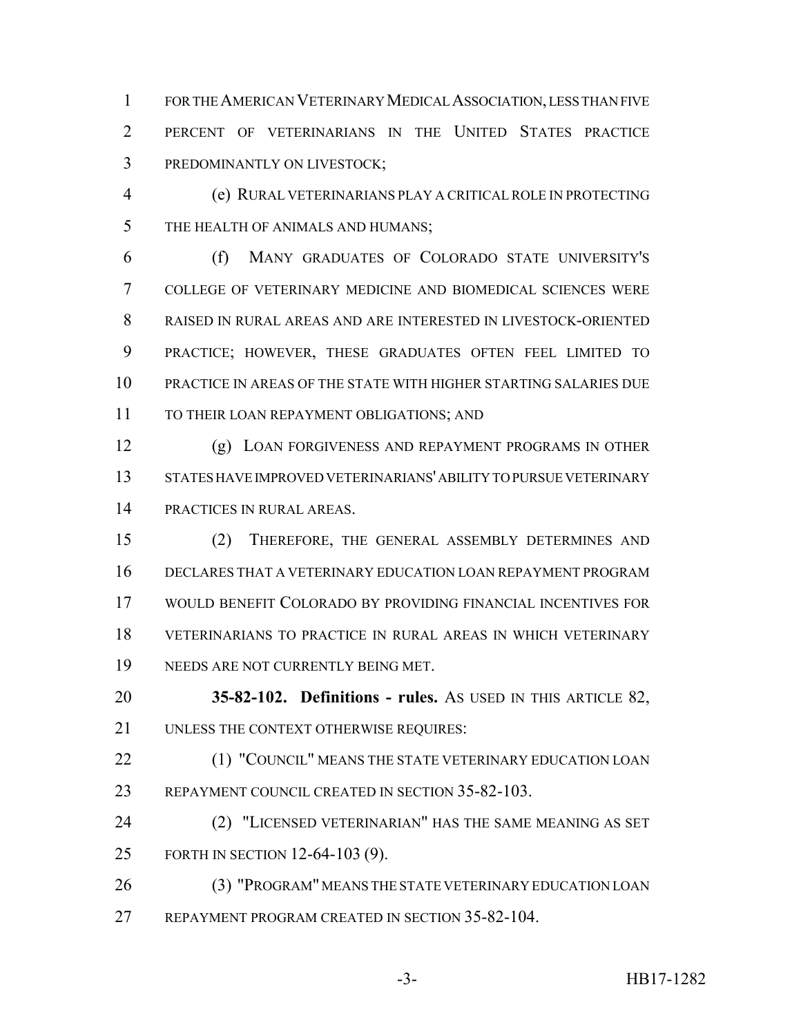FOR THE AMERICAN VETERINARY MEDICAL ASSOCIATION, LESS THAN FIVE PERCENT OF VETERINARIANS IN THE UNITED STATES PRACTICE PREDOMINANTLY ON LIVESTOCK;

(e) RURAL VETERINARIANS PLAY A CRITICAL ROLE IN PROTECTING THE HEALTH OF ANIMALS AND HUMANS;

(f) MANY GRADUATES OF COLORADO STATE UNIVERSITY'S COLLEGE OF VETERINARY MEDICINE AND BIOMEDICAL SCIENCES WERE RAISED IN RURAL AREAS AND ARE INTERESTED IN LIVESTOCK-ORIENTED PRACTICE; HOWEVER, THESE GRADUATES OFTEN FEEL LIMITED TO PRACTICE IN AREAS OF THE STATE WITH HIGHER STARTING SALARIES DUE TO THEIR LOAN REPAYMENT OBLIGATIONS; AND

(g) LOAN FORGIVENESS AND REPAYMENT PROGRAMS IN OTHER STATES HAVE IMPROVED VETERINARIANS' ABILITY TO PURSUE VETERINARY PRACTICES IN RURAL AREAS.

(2) THEREFORE, THE GENERAL ASSEMBLY DETERMINES AND DECLARES THAT A VETERINARY EDUCATION LOAN REPAYMENT PROGRAM WOULD BENEFIT COLORADO BY PROVIDING FINANCIAL INCENTIVES FOR VETERINARIANS TO PRACTICE IN RURAL AREAS IN WHICH VETERINARY NEEDS ARE NOT CURRENTLY BEING MET.

**35-82-102. Definitions - rules.** AS USED IN THIS ARTICLE 82, UNLESS THE CONTEXT OTHERWISE REQUIRES:

(1) "COUNCIL" MEANS THE STATE VETERINARY EDUCATION LOAN REPAYMENT COUNCIL CREATED IN SECTION 35-82-103.

(2) "LICENSED VETERINARIAN" HAS THE SAME MEANING AS SET FORTH IN SECTION 12-64-103 (9).

(3) "PROGRAM" MEANS THE STATE VETERINARY EDUCATION LOAN REPAYMENT PROGRAM CREATED IN SECTION 35-82-104.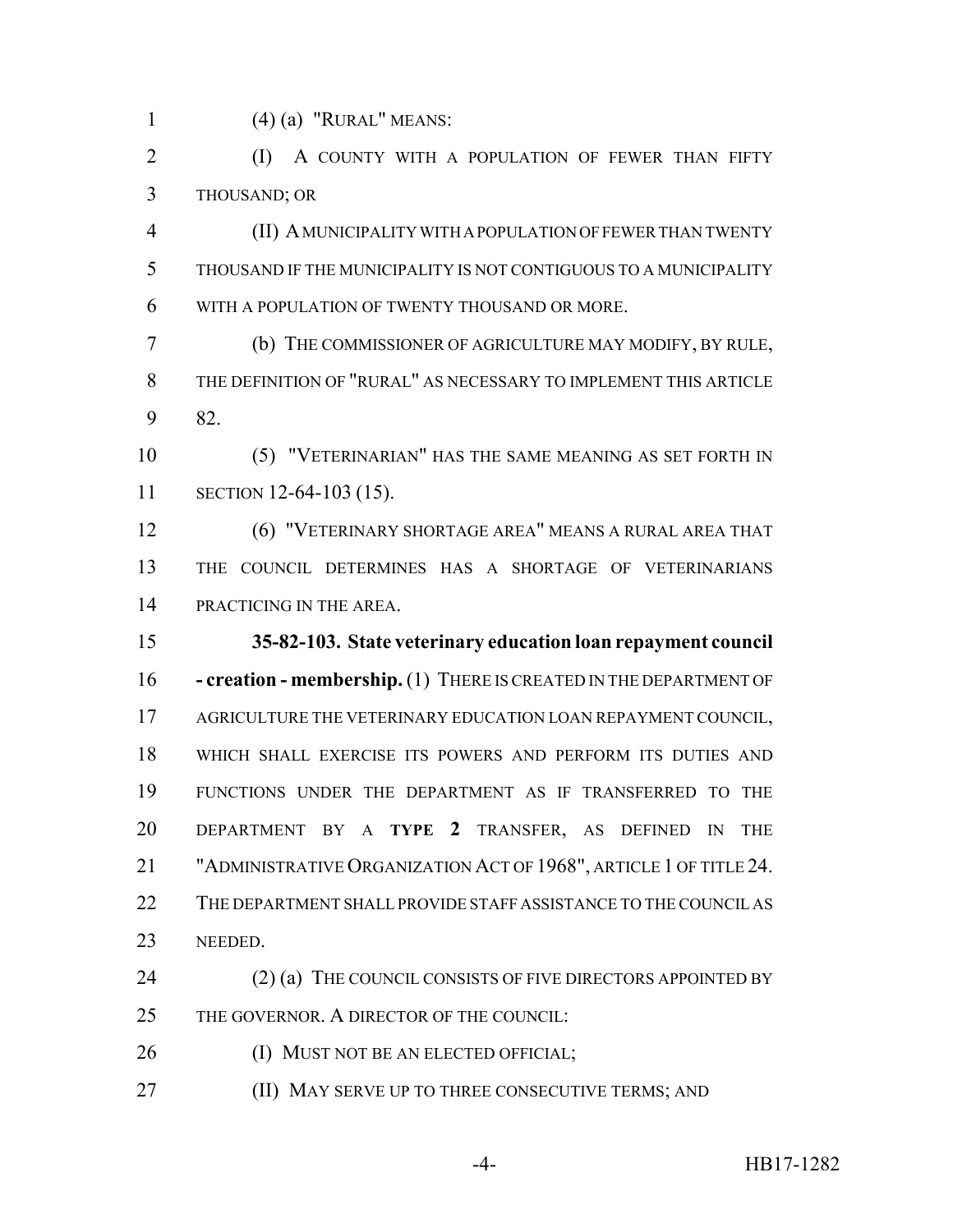(4) (a) "RURAL" MEANS:

(I) A COUNTY WITH A POPULATION OF FEWER THAN FIFTY THOUSAND; OR

(II) A MUNICIPALITY WITH A POPULATION OF FEWER THAN TWENTY THOUSAND IF THE MUNICIPALITY IS NOT CONTIGUOUS TO A MUNICIPALITY WITH A POPULATION OF TWENTY THOUSAND OR MORE.

(b) THE COMMISSIONER OF AGRICULTURE MAY MODIFY, BY RULE, THE DEFINITION OF "RURAL" AS NECESSARY TO IMPLEMENT THIS ARTICLE 82.

(5) "VETERINARIAN" HAS THE SAME MEANING AS SET FORTH IN SECTION 12-64-103 (15).

(6) "VETERINARY SHORTAGE AREA" MEANS A RURAL AREA THAT THE COUNCIL DETERMINES HAS A SHORTAGE OF VETERINARIANS PRACTICING IN THE AREA.

**35-82-103. State veterinary education loan repayment council - creation - membership.** (1) THERE IS CREATED IN THE DEPARTMENT OF AGRICULTURE THE VETERINARY EDUCATION LOAN REPAYMENT COUNCIL, WHICH SHALL EXERCISE ITS POWERS AND PERFORM ITS DUTIES AND FUNCTIONS UNDER THE DEPARTMENT AS IF TRANSFERRED TO THE DEPARTMENT BY A **TYPE 2** TRANSFER, AS DEFINED IN THE "ADMINISTRATIVE ORGANIZATION ACT OF 1968", ARTICLE 1 OF TITLE 24. THE DEPARTMENT SHALL PROVIDE STAFF ASSISTANCE TO THE COUNCIL AS NEEDED.

(2) (a) THE COUNCIL CONSISTS OF FIVE DIRECTORS APPOINTED BY THE GOVERNOR. A DIRECTOR OF THE COUNCIL:

(I) MUST NOT BE AN ELECTED OFFICIAL;

(II) MAY SERVE UP TO THREE CONSECUTIVE TERMS; AND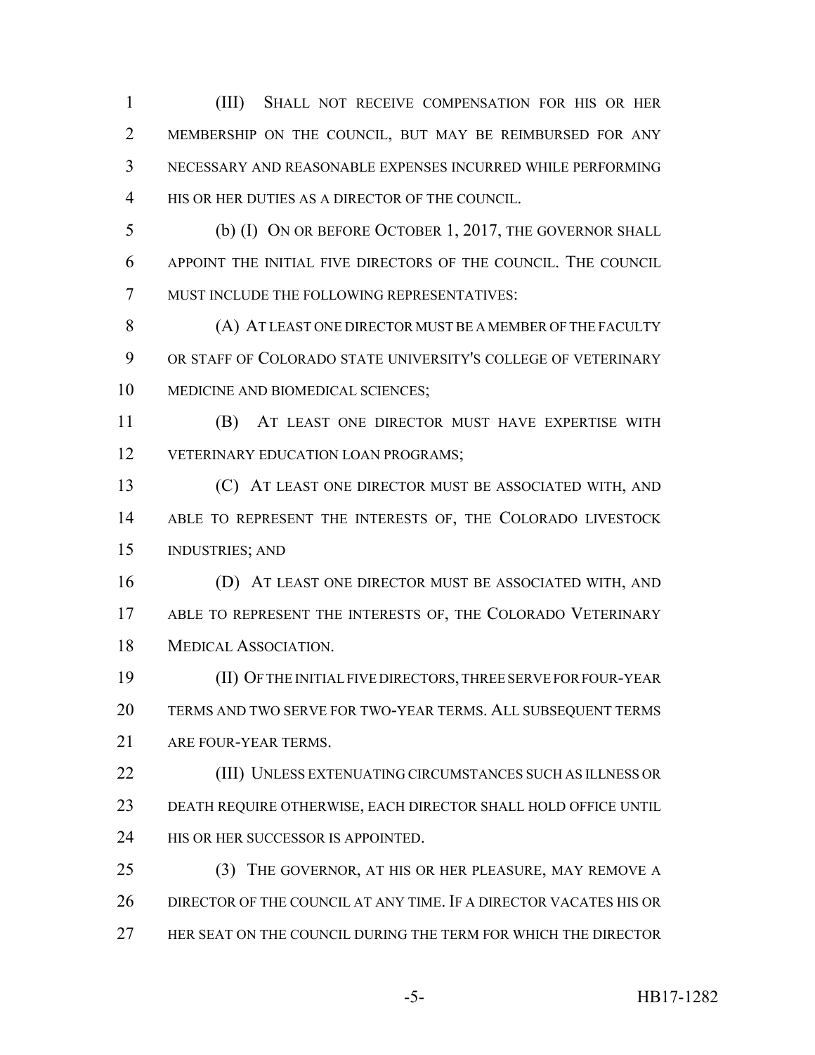(III) SHALL NOT RECEIVE COMPENSATION FOR HIS OR HER MEMBERSHIP ON THE COUNCIL, BUT MAY BE REIMBURSED FOR ANY NECESSARY AND REASONABLE EXPENSES INCURRED WHILE PERFORMING HIS OR HER DUTIES AS A DIRECTOR OF THE COUNCIL.

(b) (I) ON OR BEFORE OCTOBER 1, 2017, THE GOVERNOR SHALL APPOINT THE INITIAL FIVE DIRECTORS OF THE COUNCIL. THE COUNCIL MUST INCLUDE THE FOLLOWING REPRESENTATIVES:

(A) AT LEAST ONE DIRECTOR MUST BE A MEMBER OF THE FACULTY OR STAFF OF COLORADO STATE UNIVERSITY'S COLLEGE OF VETERINARY MEDICINE AND BIOMEDICAL SCIENCES;

(B) AT LEAST ONE DIRECTOR MUST HAVE EXPERTISE WITH VETERINARY EDUCATION LOAN PROGRAMS;

(C) AT LEAST ONE DIRECTOR MUST BE ASSOCIATED WITH, AND ABLE TO REPRESENT THE INTERESTS OF, THE COLORADO LIVESTOCK INDUSTRIES; AND

(D) AT LEAST ONE DIRECTOR MUST BE ASSOCIATED WITH, AND ABLE TO REPRESENT THE INTERESTS OF, THE COLORADO VETERINARY MEDICAL ASSOCIATION.

(II) OF THE INITIAL FIVE DIRECTORS, THREE SERVE FOR FOUR-YEAR TERMS AND TWO SERVE FOR TWO-YEAR TERMS. ALL SUBSEQUENT TERMS ARE FOUR-YEAR TERMS.

(III) UNLESS EXTENUATING CIRCUMSTANCES SUCH AS ILLNESS OR DEATH REQUIRE OTHERWISE, EACH DIRECTOR SHALL HOLD OFFICE UNTIL HIS OR HER SUCCESSOR IS APPOINTED.

(3) THE GOVERNOR, AT HIS OR HER PLEASURE, MAY REMOVE A DIRECTOR OF THE COUNCIL AT ANY TIME. IF A DIRECTOR VACATES HIS OR HER SEAT ON THE COUNCIL DURING THE TERM FOR WHICH THE DIRECTOR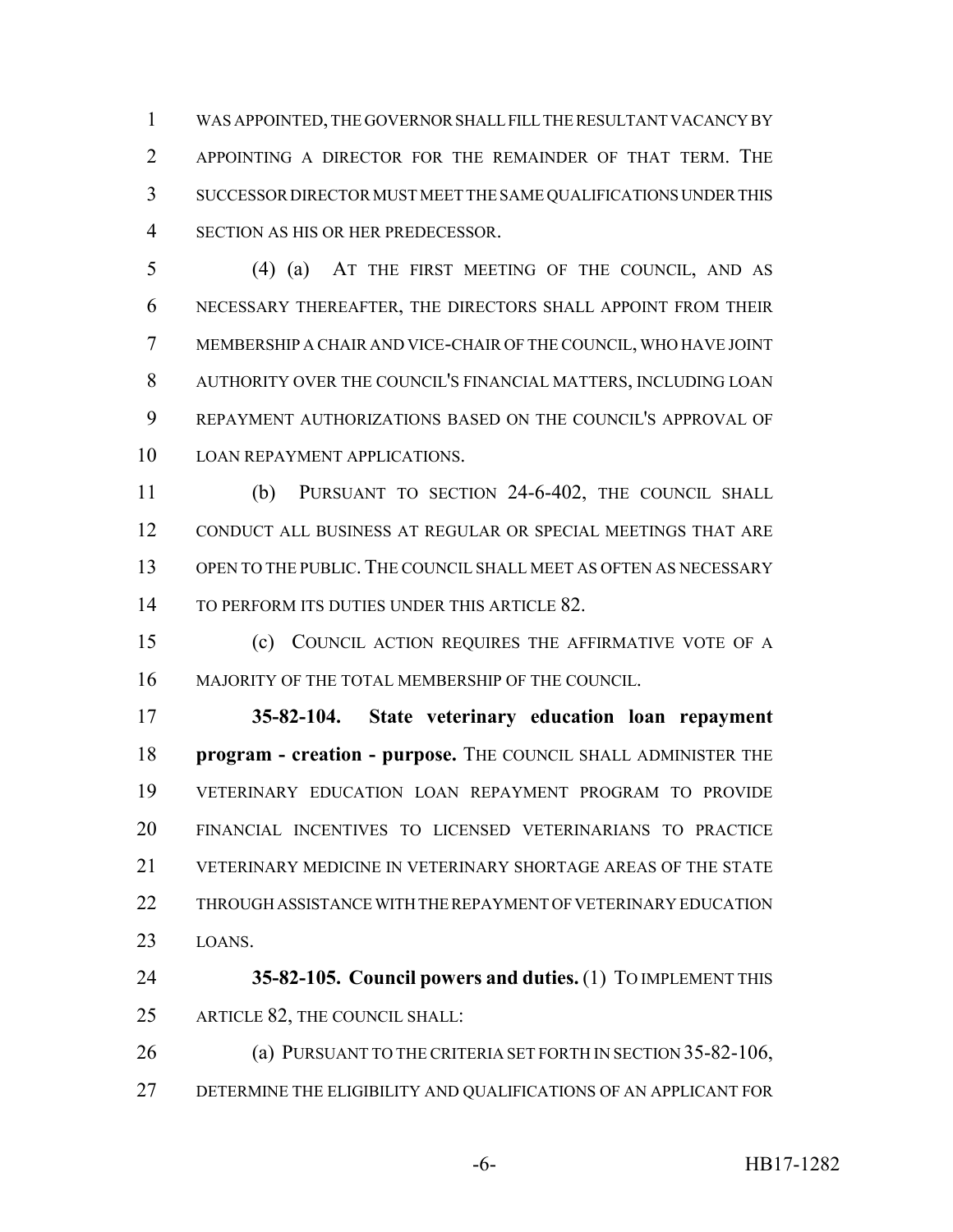WAS APPOINTED, THE GOVERNOR SHALL FILL THE RESULTANT VACANCY BY APPOINTING A DIRECTOR FOR THE REMAINDER OF THAT TERM. THE SUCCESSOR DIRECTOR MUST MEET THE SAME QUALIFICATIONS UNDER THIS SECTION AS HIS OR HER PREDECESSOR.

(4) (a) AT THE FIRST MEETING OF THE COUNCIL, AND AS NECESSARY THEREAFTER, THE DIRECTORS SHALL APPOINT FROM THEIR MEMBERSHIP A CHAIR AND VICE-CHAIR OF THE COUNCIL, WHO HAVE JOINT AUTHORITY OVER THE COUNCIL'S FINANCIAL MATTERS, INCLUDING LOAN REPAYMENT AUTHORIZATIONS BASED ON THE COUNCIL'S APPROVAL OF LOAN REPAYMENT APPLICATIONS.

(b) PURSUANT TO SECTION 24-6-402, THE COUNCIL SHALL CONDUCT ALL BUSINESS AT REGULAR OR SPECIAL MEETINGS THAT ARE OPEN TO THE PUBLIC. THE COUNCIL SHALL MEET AS OFTEN AS NECESSARY TO PERFORM ITS DUTIES UNDER THIS ARTICLE 82.

(c) COUNCIL ACTION REQUIRES THE AFFIRMATIVE VOTE OF A MAJORITY OF THE TOTAL MEMBERSHIP OF THE COUNCIL.

**35-82-104. State veterinary education loan repayment program - creation - purpose.** THE COUNCIL SHALL ADMINISTER THE VETERINARY EDUCATION LOAN REPAYMENT PROGRAM TO PROVIDE FINANCIAL INCENTIVES TO LICENSED VETERINARIANS TO PRACTICE VETERINARY MEDICINE IN VETERINARY SHORTAGE AREAS OF THE STATE THROUGH ASSISTANCE WITH THE REPAYMENT OF VETERINARY EDUCATION LOANS.

**35-82-105. Council powers and duties.** (1) TO IMPLEMENT THIS ARTICLE 82, THE COUNCIL SHALL:

(a) PURSUANT TO THE CRITERIA SET FORTH IN SECTION 35-82-106, DETERMINE THE ELIGIBILITY AND QUALIFICATIONS OF AN APPLICANT FOR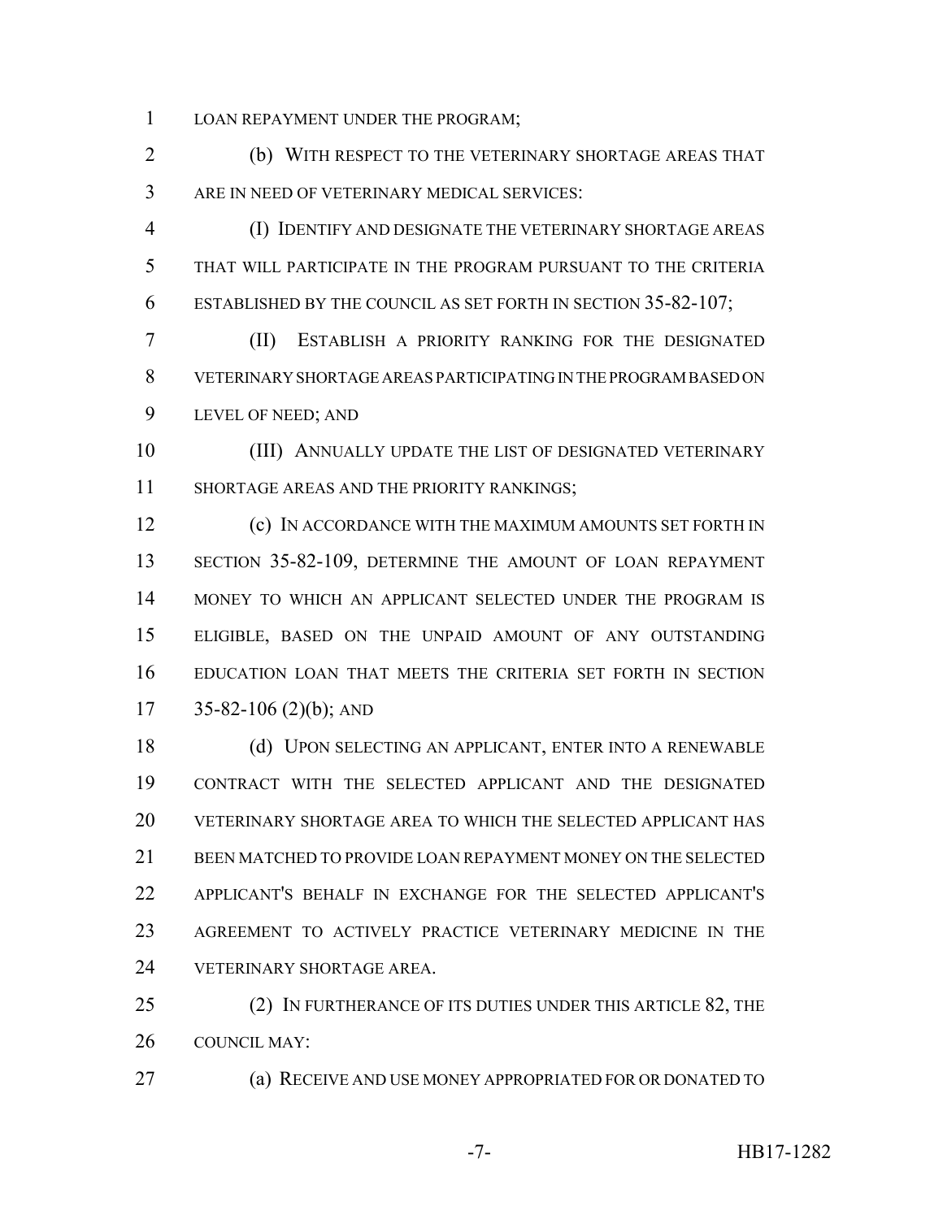LOAN REPAYMENT UNDER THE PROGRAM;

(b) WITH RESPECT TO THE VETERINARY SHORTAGE AREAS THAT ARE IN NEED OF VETERINARY MEDICAL SERVICES:

(I) IDENTIFY AND DESIGNATE THE VETERINARY SHORTAGE AREAS THAT WILL PARTICIPATE IN THE PROGRAM PURSUANT TO THE CRITERIA ESTABLISHED BY THE COUNCIL AS SET FORTH IN SECTION 35-82-107;

(II) ESTABLISH A PRIORITY RANKING FOR THE DESIGNATED VETERINARY SHORTAGE AREAS PARTICIPATING IN THE PROGRAM BASED ON LEVEL OF NEED; AND

(III) ANNUALLY UPDATE THE LIST OF DESIGNATED VETERINARY SHORTAGE AREAS AND THE PRIORITY RANKINGS;

(c) IN ACCORDANCE WITH THE MAXIMUM AMOUNTS SET FORTH IN SECTION 35-82-109, DETERMINE THE AMOUNT OF LOAN REPAYMENT MONEY TO WHICH AN APPLICANT SELECTED UNDER THE PROGRAM IS ELIGIBLE, BASED ON THE UNPAID AMOUNT OF ANY OUTSTANDING EDUCATION LOAN THAT MEETS THE CRITERIA SET FORTH IN SECTION 35-82-106 (2)(b); AND

(d) UPON SELECTING AN APPLICANT, ENTER INTO A RENEWABLE CONTRACT WITH THE SELECTED APPLICANT AND THE DESIGNATED VETERINARY SHORTAGE AREA TO WHICH THE SELECTED APPLICANT HAS BEEN MATCHED TO PROVIDE LOAN REPAYMENT MONEY ON THE SELECTED APPLICANT'S BEHALF IN EXCHANGE FOR THE SELECTED APPLICANT'S AGREEMENT TO ACTIVELY PRACTICE VETERINARY MEDICINE IN THE VETERINARY SHORTAGE AREA.

(2) IN FURTHERANCE OF ITS DUTIES UNDER THIS ARTICLE 82, THE COUNCIL MAY:

(a) RECEIVE AND USE MONEY APPROPRIATED FOR OR DONATED TO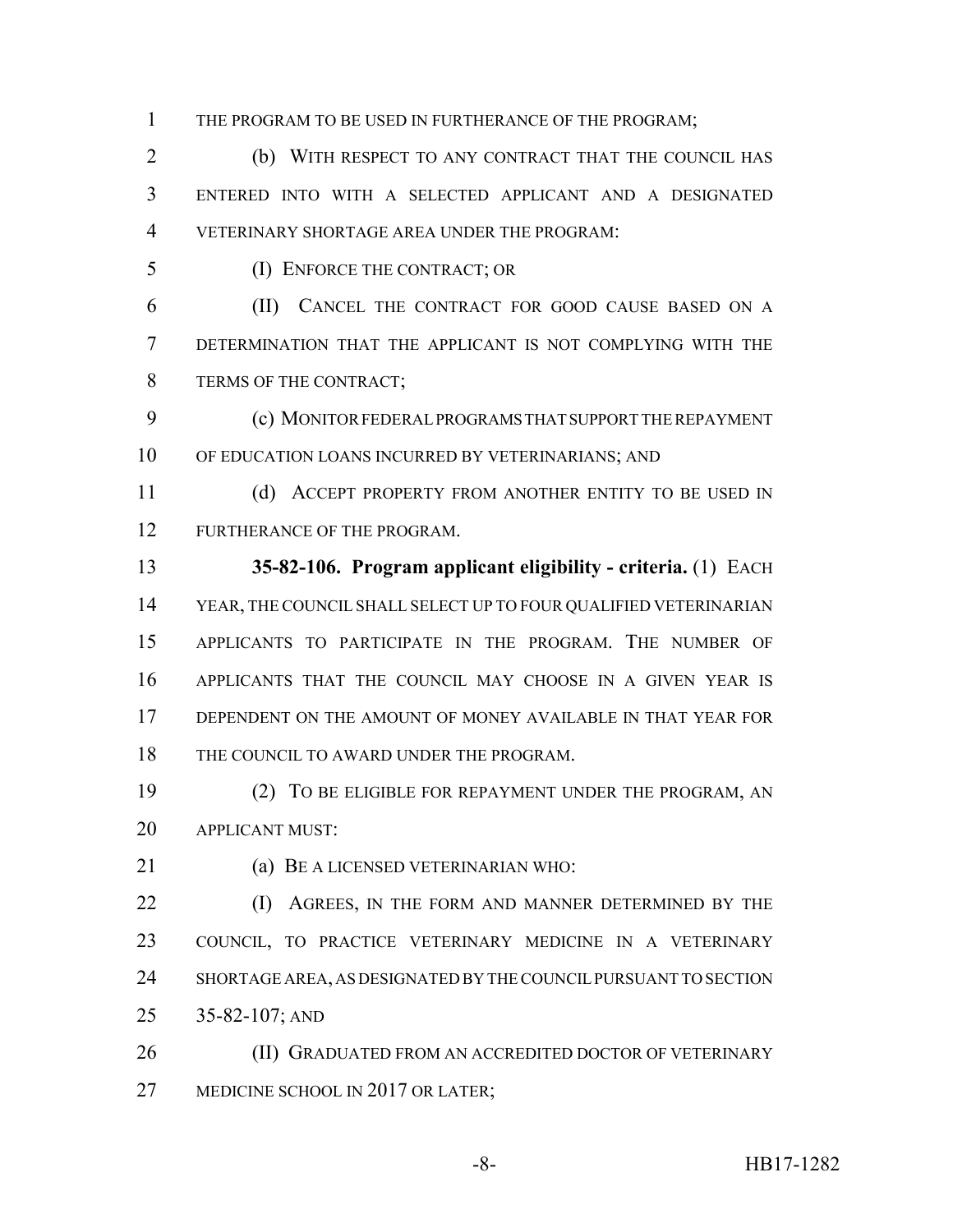THE PROGRAM TO BE USED IN FURTHERANCE OF THE PROGRAM;

(b) WITH RESPECT TO ANY CONTRACT THAT THE COUNCIL HAS ENTERED INTO WITH A SELECTED APPLICANT AND A DESIGNATED VETERINARY SHORTAGE AREA UNDER THE PROGRAM:

(I) ENFORCE THE CONTRACT; OR

(II) CANCEL THE CONTRACT FOR GOOD CAUSE BASED ON A DETERMINATION THAT THE APPLICANT IS NOT COMPLYING WITH THE TERMS OF THE CONTRACT;

(c) MONITOR FEDERAL PROGRAMS THAT SUPPORT THE REPAYMENT OF EDUCATION LOANS INCURRED BY VETERINARIANS; AND

(d) ACCEPT PROPERTY FROM ANOTHER ENTITY TO BE USED IN FURTHERANCE OF THE PROGRAM.

**35-82-106. Program applicant eligibility - criteria.** (1) EACH YEAR, THE COUNCIL SHALL SELECT UP TO FOUR QUALIFIED VETERINARIAN APPLICANTS TO PARTICIPATE IN THE PROGRAM. THE NUMBER OF APPLICANTS THAT THE COUNCIL MAY CHOOSE IN A GIVEN YEAR IS DEPENDENT ON THE AMOUNT OF MONEY AVAILABLE IN THAT YEAR FOR THE COUNCIL TO AWARD UNDER THE PROGRAM.

(2) TO BE ELIGIBLE FOR REPAYMENT UNDER THE PROGRAM, AN APPLICANT MUST:

(a) BE A LICENSED VETERINARIAN WHO:

(I) AGREES, IN THE FORM AND MANNER DETERMINED BY THE COUNCIL, TO PRACTICE VETERINARY MEDICINE IN A VETERINARY SHORTAGE AREA, AS DESIGNATED BY THE COUNCIL PURSUANT TO SECTION 35-82-107; AND

(II) GRADUATED FROM AN ACCREDITED DOCTOR OF VETERINARY MEDICINE SCHOOL IN 2017 OR LATER;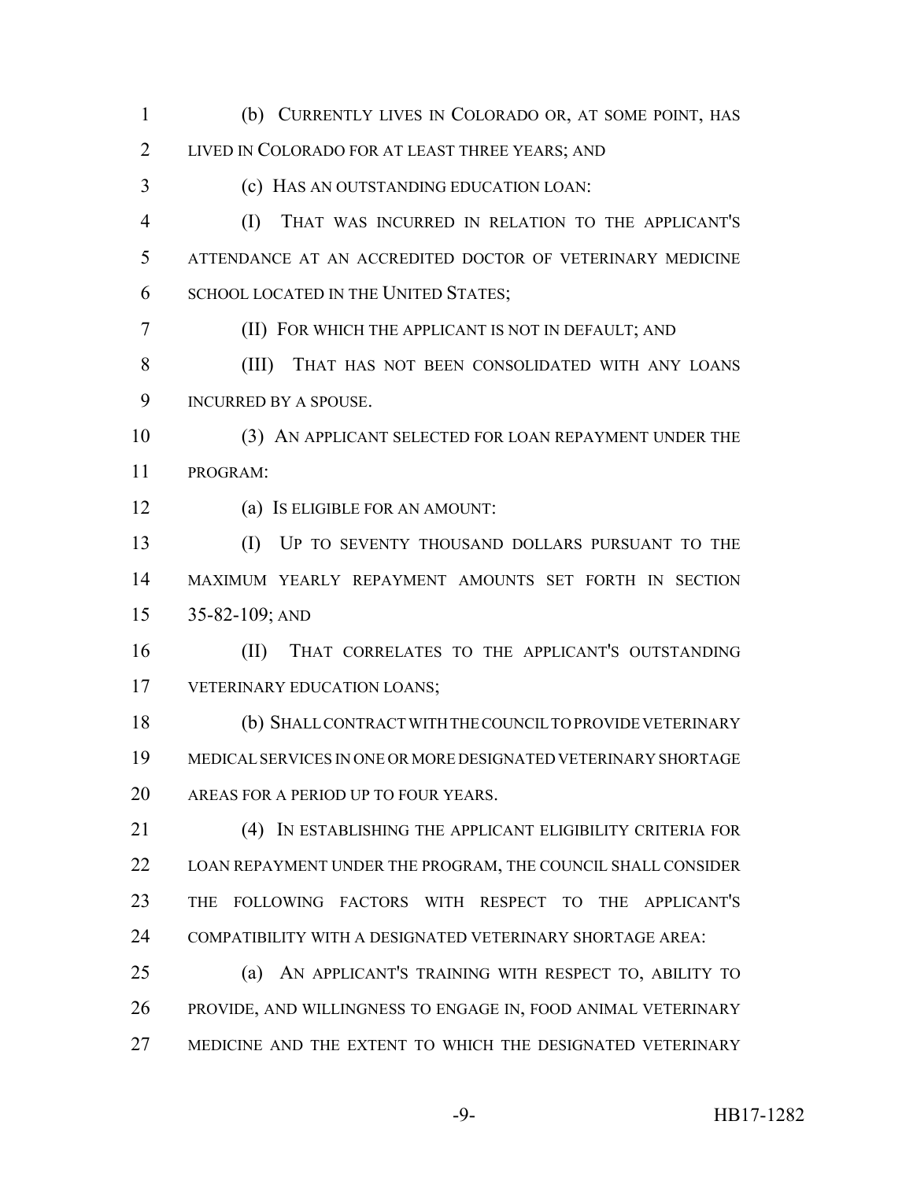(b) CURRENTLY LIVES IN COLORADO OR, AT SOME POINT, HAS LIVED IN COLORADO FOR AT LEAST THREE YEARS; AND

(c) HAS AN OUTSTANDING EDUCATION LOAN:

(I) THAT WAS INCURRED IN RELATION TO THE APPLICANT'S ATTENDANCE AT AN ACCREDITED DOCTOR OF VETERINARY MEDICINE SCHOOL LOCATED IN THE UNITED STATES;

(II) FOR WHICH THE APPLICANT IS NOT IN DEFAULT; AND

(III) THAT HAS NOT BEEN CONSOLIDATED WITH ANY LOANS INCURRED BY A SPOUSE.

(3) AN APPLICANT SELECTED FOR LOAN REPAYMENT UNDER THE PROGRAM:

(a) IS ELIGIBLE FOR AN AMOUNT:

(I) UP TO SEVENTY THOUSAND DOLLARS PURSUANT TO THE MAXIMUM YEARLY REPAYMENT AMOUNTS SET FORTH IN SECTION 35-82-109; AND

(II) THAT CORRELATES TO THE APPLICANT'S OUTSTANDING VETERINARY EDUCATION LOANS;

(b) SHALL CONTRACT WITH THE COUNCIL TO PROVIDE VETERINARY MEDICAL SERVICES IN ONE OR MORE DESIGNATED VETERINARY SHORTAGE AREAS FOR A PERIOD UP TO FOUR YEARS.

(4) IN ESTABLISHING THE APPLICANT ELIGIBILITY CRITERIA FOR LOAN REPAYMENT UNDER THE PROGRAM, THE COUNCIL SHALL CONSIDER THE FOLLOWING FACTORS WITH RESPECT TO THE APPLICANT'S COMPATIBILITY WITH A DESIGNATED VETERINARY SHORTAGE AREA:

(a) AN APPLICANT'S TRAINING WITH RESPECT TO, ABILITY TO PROVIDE, AND WILLINGNESS TO ENGAGE IN, FOOD ANIMAL VETERINARY MEDICINE AND THE EXTENT TO WHICH THE DESIGNATED VETERINARY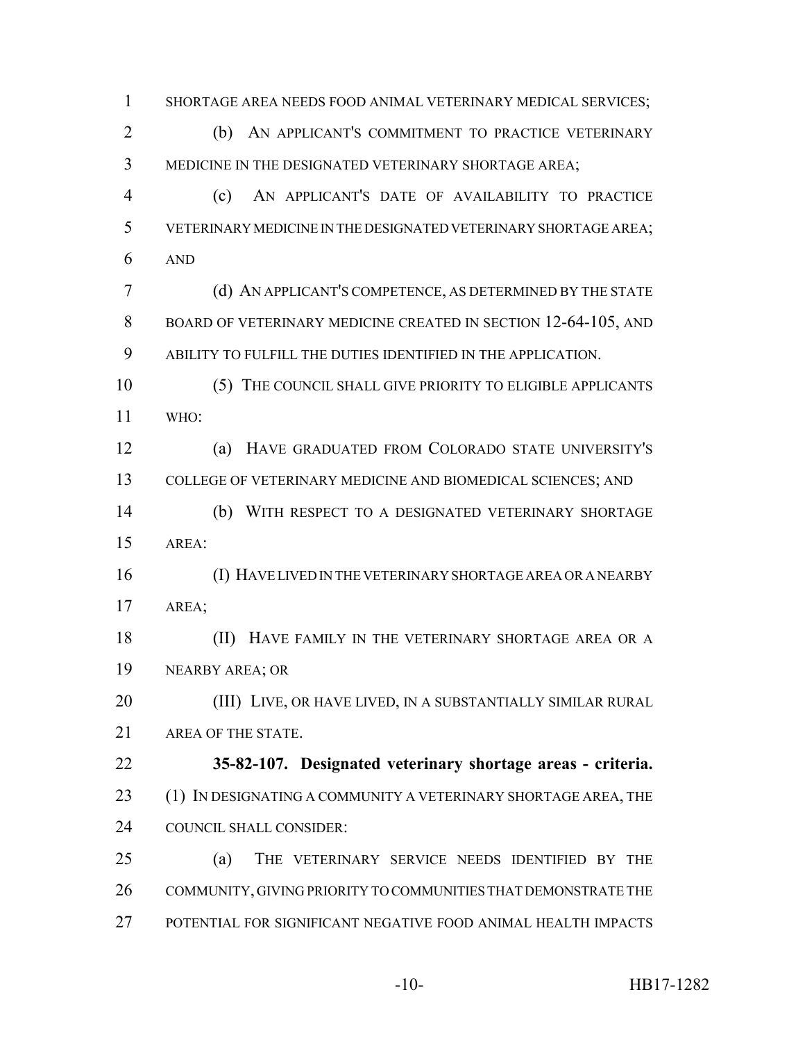SHORTAGE AREA NEEDS FOOD ANIMAL VETERINARY MEDICAL SERVICES;

(b) AN APPLICANT'S COMMITMENT TO PRACTICE VETERINARY MEDICINE IN THE DESIGNATED VETERINARY SHORTAGE AREA;

(c) AN APPLICANT'S DATE OF AVAILABILITY TO PRACTICE VETERINARY MEDICINE IN THE DESIGNATED VETERINARY SHORTAGE AREA; AND

(d) AN APPLICANT'S COMPETENCE, AS DETERMINED BY THE STATE BOARD OF VETERINARY MEDICINE CREATED IN SECTION 12-64-105, AND ABILITY TO FULFILL THE DUTIES IDENTIFIED IN THE APPLICATION.

(5) THE COUNCIL SHALL GIVE PRIORITY TO ELIGIBLE APPLICANTS WHO:

(a) HAVE GRADUATED FROM COLORADO STATE UNIVERSITY'S COLLEGE OF VETERINARY MEDICINE AND BIOMEDICAL SCIENCES; AND

(b) WITH RESPECT TO A DESIGNATED VETERINARY SHORTAGE AREA:

(I) HAVE LIVED IN THE VETERINARY SHORTAGE AREA OR A NEARBY AREA;

(II) HAVE FAMILY IN THE VETERINARY SHORTAGE AREA OR A NEARBY AREA; OR

(III) LIVE, OR HAVE LIVED, IN A SUBSTANTIALLY SIMILAR RURAL AREA OF THE STATE.

**35-82-107. Designated veterinary shortage areas - criteria.** (1) IN DESIGNATING A COMMUNITY A VETERINARY SHORTAGE AREA, THE COUNCIL SHALL CONSIDER:

(a) THE VETERINARY SERVICE NEEDS IDENTIFIED BY THE COMMUNITY, GIVING PRIORITY TO COMMUNITIES THAT DEMONSTRATE THE POTENTIAL FOR SIGNIFICANT NEGATIVE FOOD ANIMAL HEALTH IMPACTS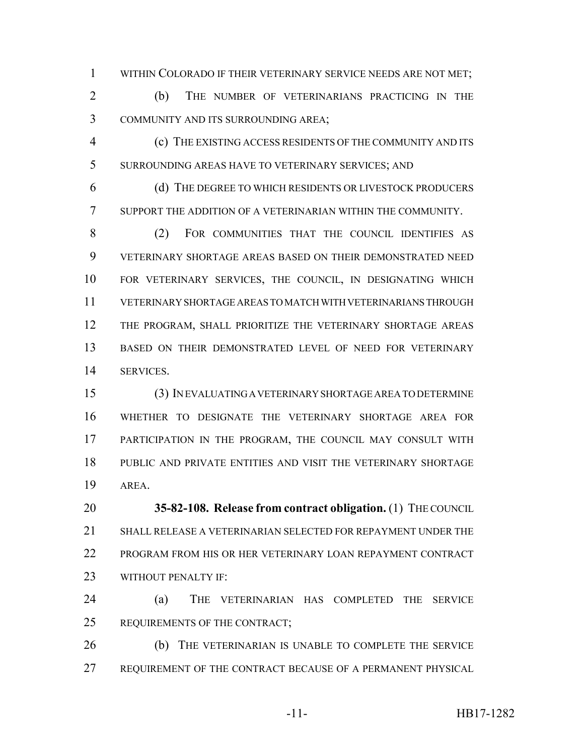WITHIN COLORADO IF THEIR VETERINARY SERVICE NEEDS ARE NOT MET;

(b) THE NUMBER OF VETERINARIANS PRACTICING IN THE COMMUNITY AND ITS SURROUNDING AREA;

(c) THE EXISTING ACCESS RESIDENTS OF THE COMMUNITY AND ITS SURROUNDING AREAS HAVE TO VETERINARY SERVICES; AND

(d) THE DEGREE TO WHICH RESIDENTS OR LIVESTOCK PRODUCERS SUPPORT THE ADDITION OF A VETERINARIAN WITHIN THE COMMUNITY.

(2) FOR COMMUNITIES THAT THE COUNCIL IDENTIFIES AS VETERINARY SHORTAGE AREAS BASED ON THEIR DEMONSTRATED NEED FOR VETERINARY SERVICES, THE COUNCIL, IN DESIGNATING WHICH VETERINARY SHORTAGE AREAS TO MATCH WITH VETERINARIANS THROUGH THE PROGRAM, SHALL PRIORITIZE THE VETERINARY SHORTAGE AREAS BASED ON THEIR DEMONSTRATED LEVEL OF NEED FOR VETERINARY SERVICES.

(3) IN EVALUATING A VETERINARY SHORTAGE AREA TO DETERMINE WHETHER TO DESIGNATE THE VETERINARY SHORTAGE AREA FOR PARTICIPATION IN THE PROGRAM, THE COUNCIL MAY CONSULT WITH PUBLIC AND PRIVATE ENTITIES AND VISIT THE VETERINARY SHORTAGE AREA.

**35-82-108. Release from contract obligation.** (1) THE COUNCIL SHALL RELEASE A VETERINARIAN SELECTED FOR REPAYMENT UNDER THE PROGRAM FROM HIS OR HER VETERINARY LOAN REPAYMENT CONTRACT WITHOUT PENALTY IF:

(a) THE VETERINARIAN HAS COMPLETED THE SERVICE REQUIREMENTS OF THE CONTRACT;

(b) THE VETERINARIAN IS UNABLE TO COMPLETE THE SERVICE REQUIREMENT OF THE CONTRACT BECAUSE OF A PERMANENT PHYSICAL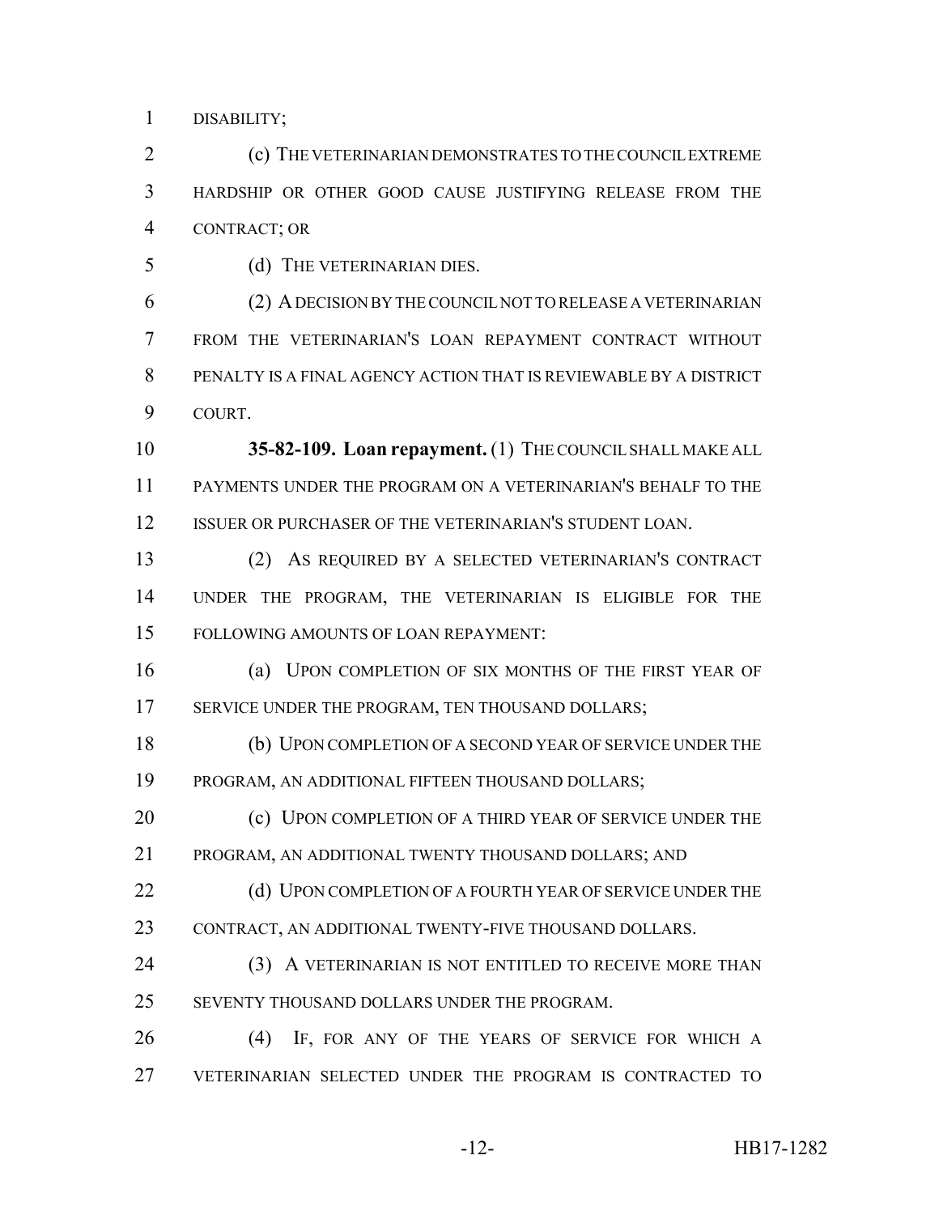DISABILITY;

(c) THE VETERINARIAN DEMONSTRATES TO THE COUNCIL EXTREME HARDSHIP OR OTHER GOOD CAUSE JUSTIFYING RELEASE FROM THE CONTRACT; OR

(d) THE VETERINARIAN DIES.

(2) A DECISION BY THE COUNCIL NOT TO RELEASE A VETERINARIAN FROM THE VETERINARIAN'S LOAN REPAYMENT CONTRACT WITHOUT PENALTY IS A FINAL AGENCY ACTION THAT IS REVIEWABLE BY A DISTRICT COURT.

**35-82-109. Loan repayment.** (1) THE COUNCIL SHALL MAKE ALL PAYMENTS UNDER THE PROGRAM ON A VETERINARIAN'S BEHALF TO THE ISSUER OR PURCHASER OF THE VETERINARIAN'S STUDENT LOAN.

(2) AS REQUIRED BY A SELECTED VETERINARIAN'S CONTRACT UNDER THE PROGRAM, THE VETERINARIAN IS ELIGIBLE FOR THE FOLLOWING AMOUNTS OF LOAN REPAYMENT:

(a) UPON COMPLETION OF SIX MONTHS OF THE FIRST YEAR OF SERVICE UNDER THE PROGRAM, TEN THOUSAND DOLLARS;

(b) UPON COMPLETION OF A SECOND YEAR OF SERVICE UNDER THE PROGRAM, AN ADDITIONAL FIFTEEN THOUSAND DOLLARS;

(c) UPON COMPLETION OF A THIRD YEAR OF SERVICE UNDER THE PROGRAM, AN ADDITIONAL TWENTY THOUSAND DOLLARS; AND

(d) UPON COMPLETION OF A FOURTH YEAR OF SERVICE UNDER THE CONTRACT, AN ADDITIONAL TWENTY-FIVE THOUSAND DOLLARS.

(3) A VETERINARIAN IS NOT ENTITLED TO RECEIVE MORE THAN SEVENTY THOUSAND DOLLARS UNDER THE PROGRAM.

(4) IF, FOR ANY OF THE YEARS OF SERVICE FOR WHICH A VETERINARIAN SELECTED UNDER THE PROGRAM IS CONTRACTED TO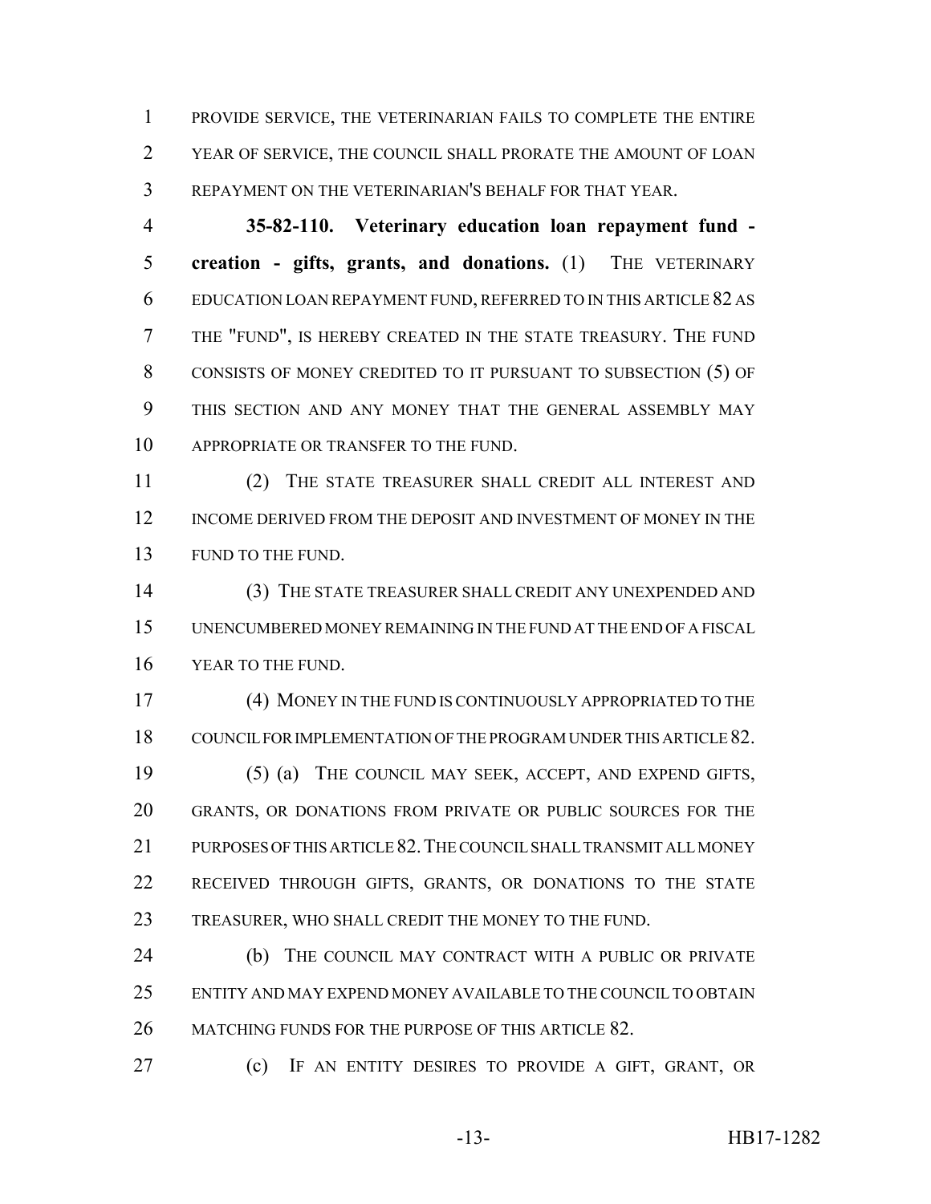PROVIDE SERVICE, THE VETERINARIAN FAILS TO COMPLETE THE ENTIRE YEAR OF SERVICE, THE COUNCIL SHALL PRORATE THE AMOUNT OF LOAN REPAYMENT ON THE VETERINARIAN'S BEHALF FOR THAT YEAR.

**35-82-110. Veterinary education loan repayment fund - creation - gifts, grants, and donations.** (1) THE VETERINARY EDUCATION LOAN REPAYMENT FUND, REFERRED TO IN THIS ARTICLE 82 AS THE "FUND", IS HEREBY CREATED IN THE STATE TREASURY. THE FUND CONSISTS OF MONEY CREDITED TO IT PURSUANT TO SUBSECTION (5) OF THIS SECTION AND ANY MONEY THAT THE GENERAL ASSEMBLY MAY APPROPRIATE OR TRANSFER TO THE FUND.

(2) THE STATE TREASURER SHALL CREDIT ALL INTEREST AND INCOME DERIVED FROM THE DEPOSIT AND INVESTMENT OF MONEY IN THE FUND TO THE FUND.

(3) THE STATE TREASURER SHALL CREDIT ANY UNEXPENDED AND UNENCUMBERED MONEY REMAINING IN THE FUND AT THE END OF A FISCAL YEAR TO THE FUND.

(4) MONEY IN THE FUND IS CONTINUOUSLY APPROPRIATED TO THE COUNCIL FOR IMPLEMENTATION OF THE PROGRAM UNDER THIS ARTICLE 82.

(5) (a) THE COUNCIL MAY SEEK, ACCEPT, AND EXPEND GIFTS, GRANTS, OR DONATIONS FROM PRIVATE OR PUBLIC SOURCES FOR THE PURPOSES OF THIS ARTICLE 82. THE COUNCIL SHALL TRANSMIT ALL MONEY RECEIVED THROUGH GIFTS, GRANTS, OR DONATIONS TO THE STATE TREASURER, WHO SHALL CREDIT THE MONEY TO THE FUND.

(b) THE COUNCIL MAY CONTRACT WITH A PUBLIC OR PRIVATE ENTITY AND MAY EXPEND MONEY AVAILABLE TO THE COUNCIL TO OBTAIN MATCHING FUNDS FOR THE PURPOSE OF THIS ARTICLE 82.

(c) IF AN ENTITY DESIRES TO PROVIDE A GIFT, GRANT, OR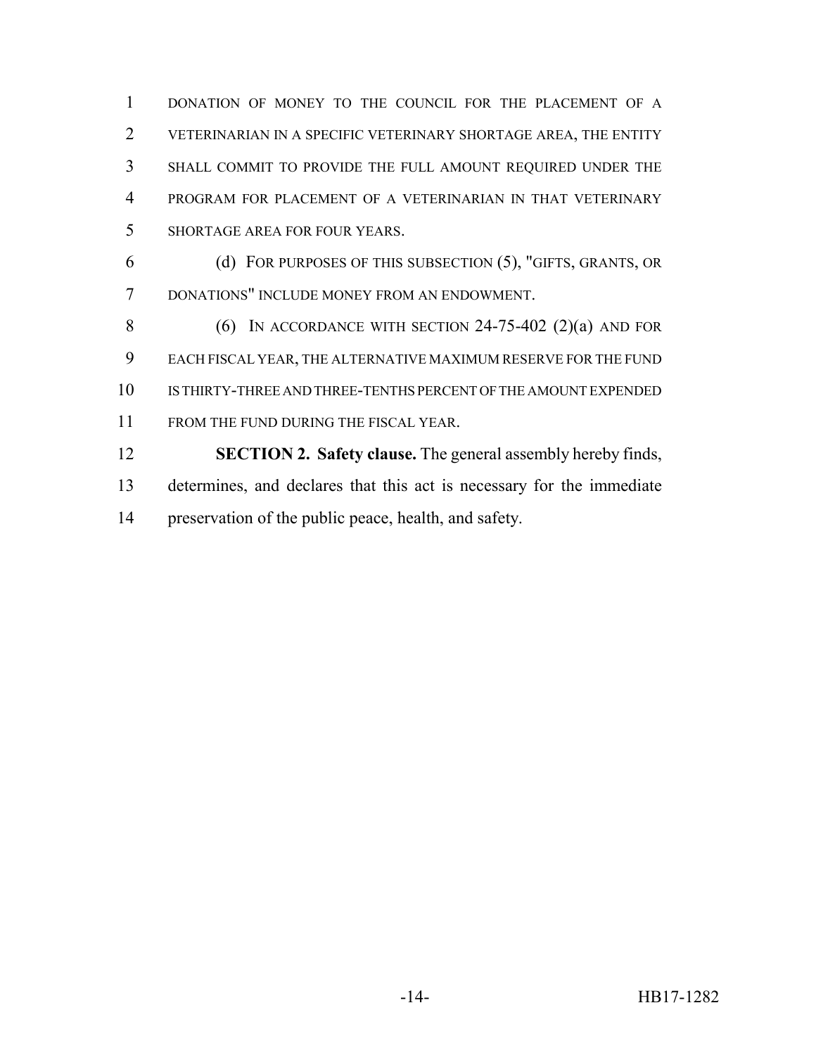DONATION OF MONEY TO THE COUNCIL FOR THE PLACEMENT OF A VETERINARIAN IN A SPECIFIC VETERINARY SHORTAGE AREA, THE ENTITY SHALL COMMIT TO PROVIDE THE FULL AMOUNT REQUIRED UNDER THE PROGRAM FOR PLACEMENT OF A VETERINARIAN IN THAT VETERINARY SHORTAGE AREA FOR FOUR YEARS.

(d) FOR PURPOSES OF THIS SUBSECTION (5), "GIFTS, GRANTS, OR DONATIONS" INCLUDE MONEY FROM AN ENDOWMENT.

(6) IN ACCORDANCE WITH SECTION 24-75-402 (2)(a) AND FOR EACH FISCAL YEAR, THE ALTERNATIVE MAXIMUM RESERVE FOR THE FUND IS THIRTY-THREE AND THREE-TENTHS PERCENT OF THE AMOUNT EXPENDED FROM THE FUND DURING THE FISCAL YEAR.

**SECTION 2. Safety clause.** The general assembly hereby finds, determines, and declares that this act is necessary for the immediate preservation of the public peace, health, and safety.